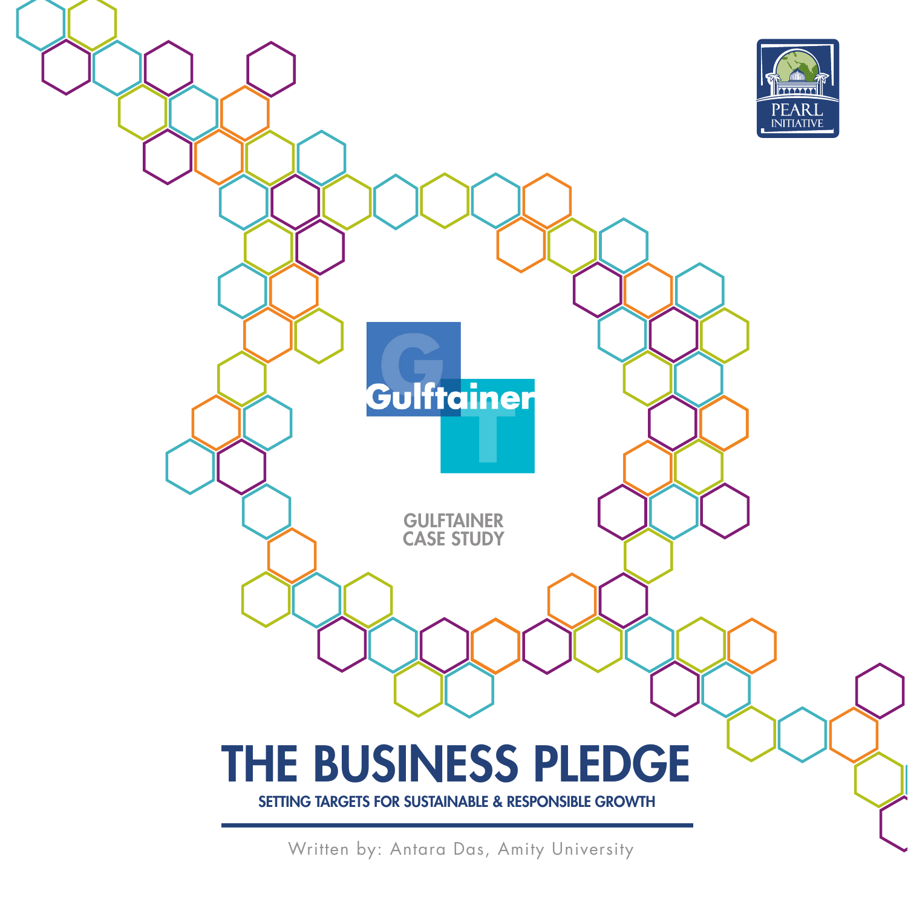PEARL INITIATIVE

Gulftainer

GULFTAINER CASE STUDY

# THE BUSINESS PLEDGE

## SETTING TARGETS FOR SUSTAINABLE & RESPONSIBLE GROWTH

Written by: Antara Das, Amity University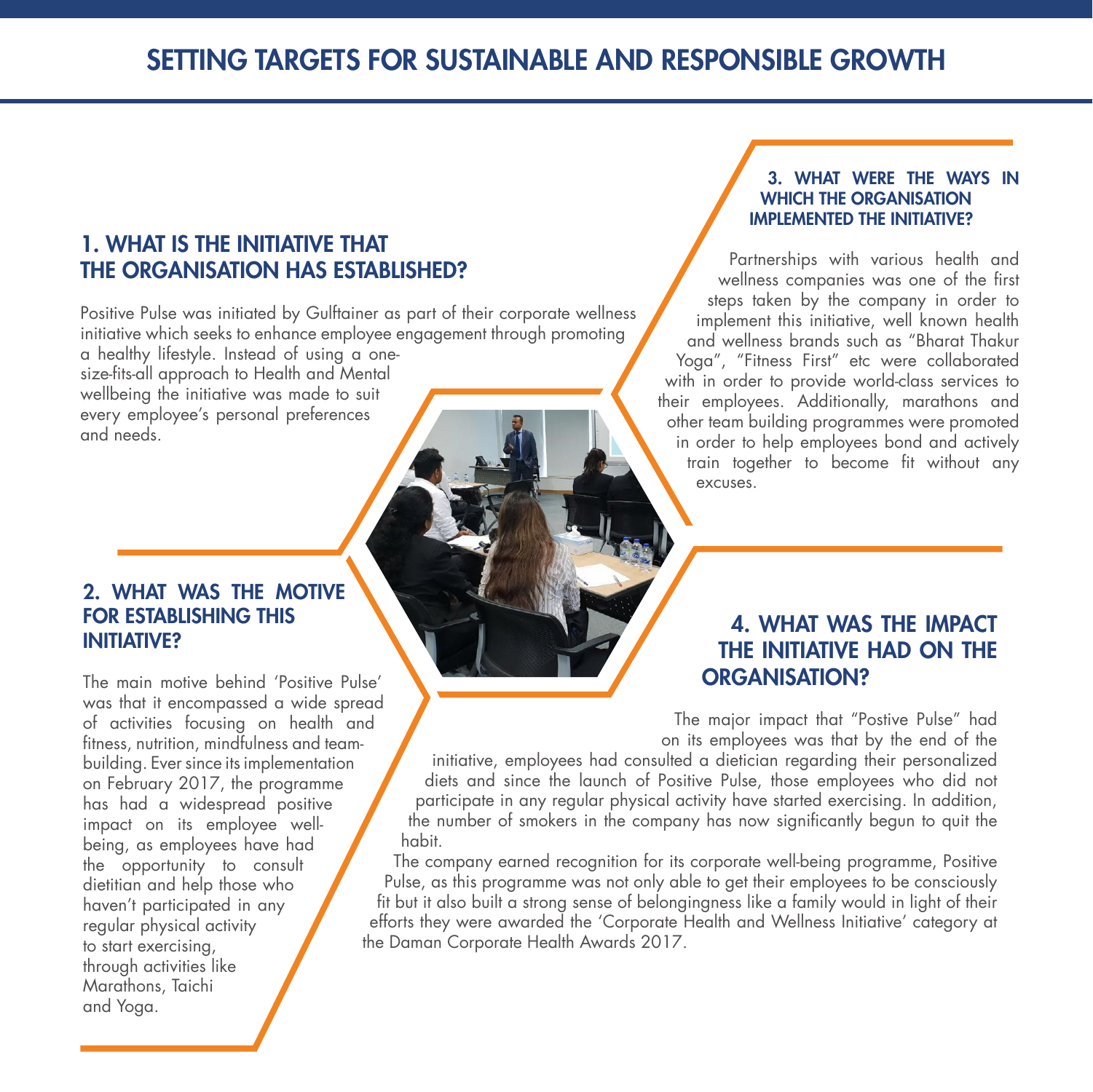# SETTING TARGETS FOR SUSTAINABLE AND RESPONSIBLE GROWTH

## 1. WHAT IS THE INITIATIVE THAT THE ORGANISATION HAS ESTABLISHED?

Positive Pulse was initiated by Gulftainer as part of their corporate wellness initiative which seeks to enhance employee engagement through promoting a healthy lifestyle. Instead of using a one-size-fits-all approach to Health and Mental wellbeing the initiative was made to suit every employee's personal preferences and needs.

## 2. WHAT WAS THE MOTIVE FOR ESTABLISHING THIS INITIATIVE?

The main motive behind 'Positive Pulse' was that it encompassed a wide spread of activities focusing on health and fitness, nutrition, mindfulness and team-building. Ever since its implementation on February 2017, the programme has had a widespread positive impact on its employee well-being, as employees have had the opportunity to consult dietitian and help those who haven't participated in any regular physical activity to start exercising, through activities like Marathons, Taichi and Yoga.

## 3. WHAT WERE THE WAYS IN WHICH THE ORGANISATION IMPLEMENTED THE INITIATIVE?

Partnerships with various health and wellness companies was one of the first steps taken by the company in order to implement this initiative, well known health and wellness brands such as "Bharat Thakur Yoga", "Fitness First" etc were collaborated with in order to provide world-class services to their employees. Additionally, marathons and other team building programmes were promoted in order to help employees bond and actively train together to become fit without any excuses.

## 4. WHAT WAS THE IMPACT THE INITIATIVE HAD ON THE ORGANISATION?

The major impact that "Postive Pulse" had on its employees was that by the end of the initiative, employees had consulted a dietician regarding their personalized diets and since the launch of Positive Pulse, those employees who did not participate in any regular physical activity have started exercising. In addition, the number of smokers in the company has now significantly begun to quit the habit.

The company earned recognition for its corporate well-being programme, Positive Pulse, as this programme was not only able to get their employees to be consciously fit but it also built a strong sense of belongingness like a family would in light of their efforts they were awarded the 'Corporate Health and Wellness Initiative' category at the Daman Corporate Health Awards 2017.